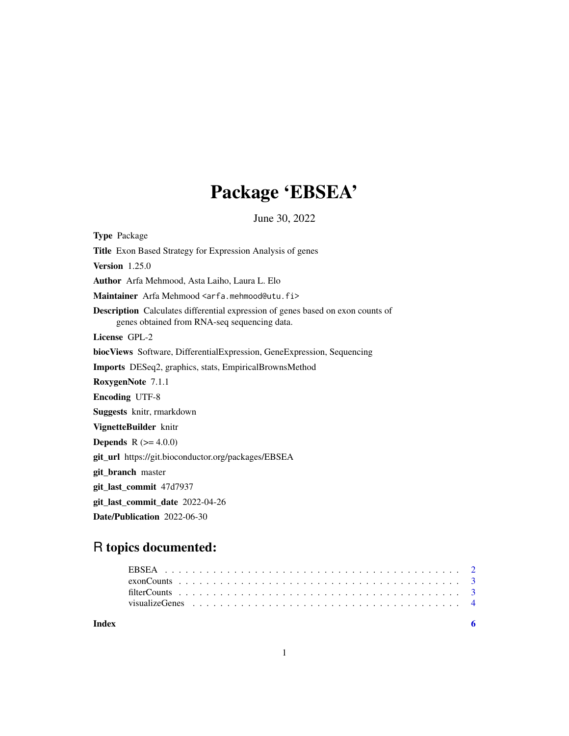# Package 'EBSEA'

June 30, 2022

**Type** Package

**Title** Exon Based Strategy for Expression Analysis of genes

**Version** 1.25.0

**Author** Arfa Mehmood, Asta Laiho, Laura L. Elo

**Maintainer** Arfa Mehmood <arfa.mehmood@utu.fi>

**Description** Calculates differential expression of genes based on exon counts of genes obtained from RNA-seq sequencing data.

**License** GPL-2

**biocViews** Software, DifferentialExpression, GeneExpression, Sequencing

**Imports** DESeq2, graphics, stats, EmpiricalBrownsMethod

**RoxygenNote** 7.1.1

**Encoding** UTF-8

**Suggests** knitr, rmarkdown

**VignetteBuilder** knitr

**Depends** R (>= 4.0.0)

**git_url** https://git.bioconductor.org/packages/EBSEA

**git_branch** master

**git_last_commit** 47d7937

**git_last_commit_date** 2022-04-26

**Date/Publication** 2022-06-30

## R topics documented:

- EBSEA . . . . . . . . . . . . . . . . . . . . . . . . . . . . . . . . . . . . . . . . 2
- exonCounts . . . . . . . . . . . . . . . . . . . . . . . . . . . . . . . . . . . . . . 3
- filterCounts . . . . . . . . . . . . . . . . . . . . . . . . . . . . . . . . . . . . . . 3
- visualizeGenes . . . . . . . . . . . . . . . . . . . . . . . . . . . . . . . . . . . . 4

**Index** 6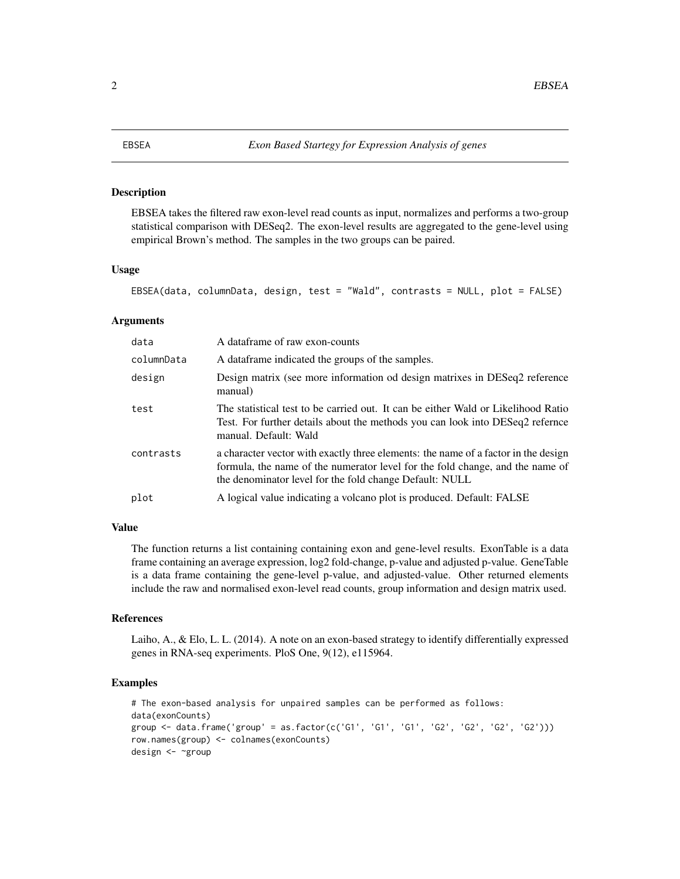# EBSEA — *Exon Based Startegy for Expression Analysis of genes*

## Description

EBSEA takes the filtered raw exon-level read counts as input, normalizes and performs a two-group statistical comparison with DESeq2. The exon-level results are aggregated to the gene-level using empirical Brown's method. The samples in the two groups can be paired.

## Usage

```
EBSEA(data, columnData, design, test = "Wald", contrasts = NULL, plot = FALSE)
```

## Arguments

| | |
|---|---|
| `data` | A dataframe of raw exon-counts |
| `columnData` | A dataframe indicated the groups of the samples. |
| `design` | Design matrix (see more information od design matrixes in DESeq2 reference manual) |
| `test` | The statistical test to be carried out. It can be either Wald or Likelihood Ratio Test. For further details about the methods you can look into DESeq2 refernce manual. Default: Wald |
| `contrasts` | a character vector with exactly three elements: the name of a factor in the design formula, the name of the numerator level for the fold change, and the name of the denominator level for the fold change Default: NULL |
| `plot` | A logical value indicating a volcano plot is produced. Default: FALSE |

## Value

The function returns a list containing containing exon and gene-level results. ExonTable is a data frame containing an average expression, log2 fold-change, p-value and adjusted p-value. GeneTable is a data frame containing the gene-level p-value, and adjusted-value. Other returned elements include the raw and normalised exon-level read counts, group information and design matrix used.

## References

Laiho, A., & Elo, L. L. (2014). A note on an exon-based strategy to identify differentially expressed genes in RNA-seq experiments. PloS One, 9(12), e115964.

## Examples

```
# The exon-based analysis for unpaired samples can be performed as follows:
data(exonCounts)
group <- data.frame('group' = as.factor(c('G1', 'G1', 'G1', 'G2', 'G2', 'G2', 'G2')))
row.names(group) <- colnames(exonCounts)
design <- ~group
```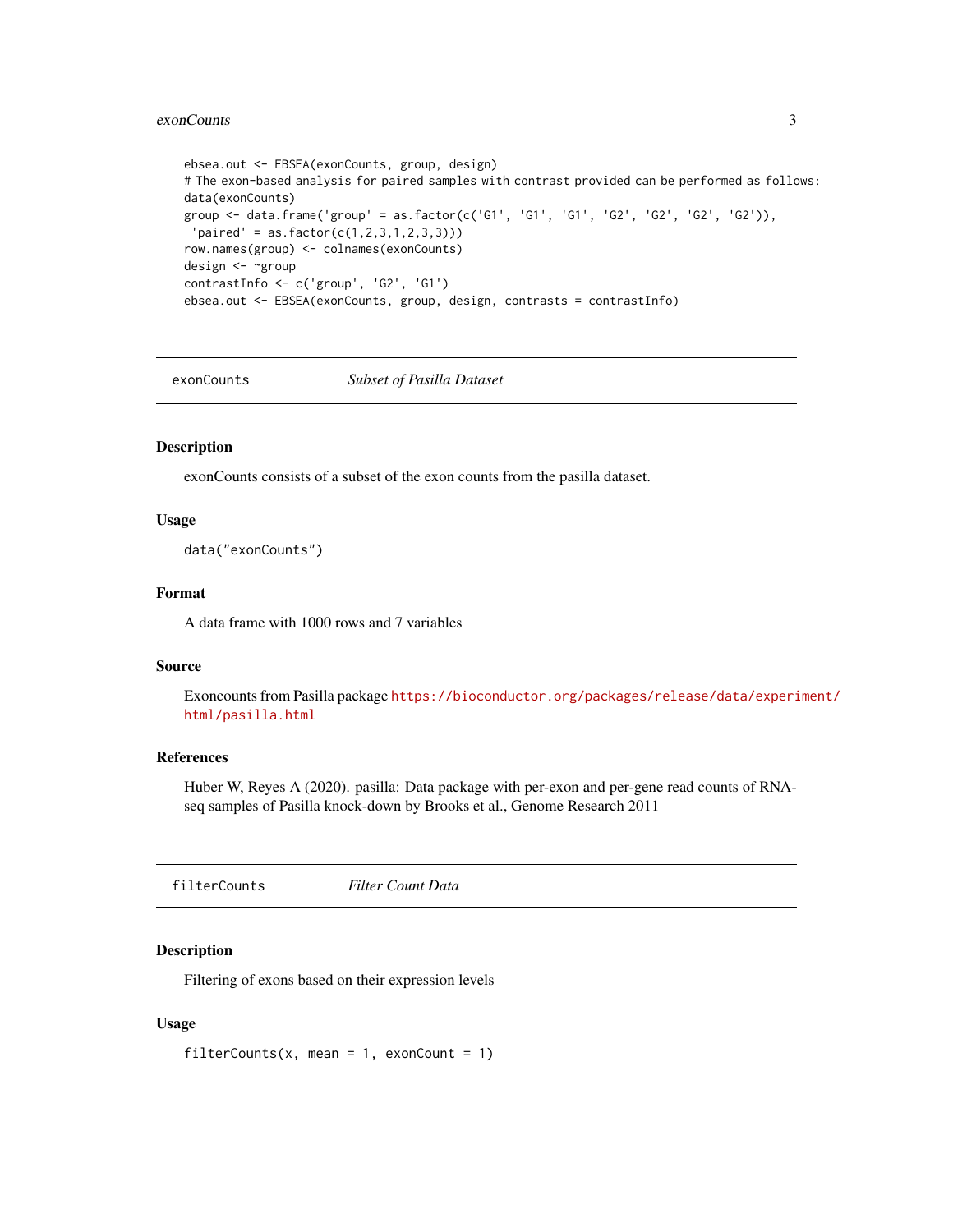```
ebsea.out <- EBSEA(exonCounts, group, design)
# The exon-based analysis for paired samples with contrast provided can be performed as follows:
data(exonCounts)
group <- data.frame('group' = as.factor(c('G1', 'G1', 'G1', 'G2', 'G2', 'G2', 'G2')),
 'paired' = as.factor(c(1,2,3,1,2,3,3)))
row.names(group) <- colnames(exonCounts)
design <- ~group
contrastInfo <- c('group', 'G2', 'G1')
ebsea.out <- EBSEA(exonCounts, group, design, contrasts = contrastInfo)
```

---

## exonCounts — *Subset of Pasilla Dataset*

---

### Description

exonCounts consists of a subset of the exon counts from the pasilla dataset.

### Usage

```
data("exonCounts")
```

### Format

A data frame with 1000 rows and 7 variables

### Source

Exoncounts from Pasilla package https://bioconductor.org/packages/release/data/experiment/html/pasilla.html

### References

Huber W, Reyes A (2020). pasilla: Data package with per-exon and per-gene read counts of RNA-seq samples of Pasilla knock-down by Brooks et al., Genome Research 2011

---

## filterCounts — *Filter Count Data*

---

### Description

Filtering of exons based on their expression levels

### Usage

```
filterCounts(x, mean = 1, exonCount = 1)
```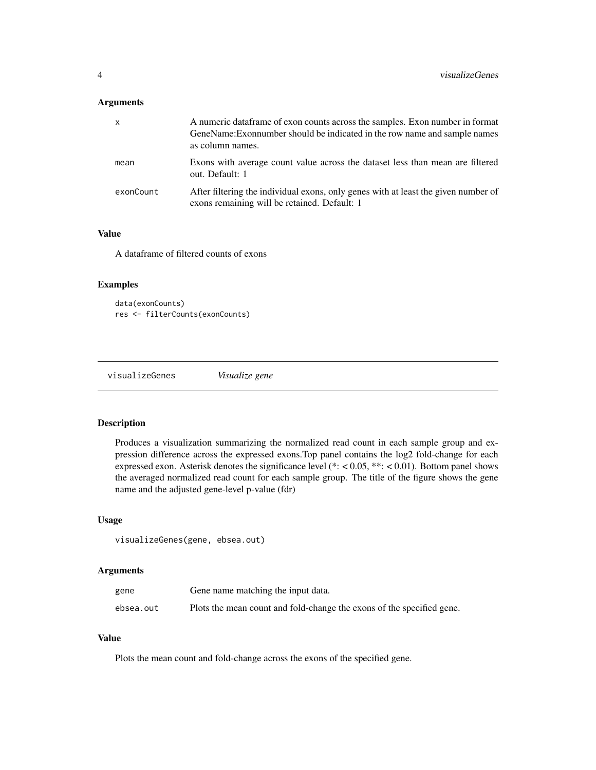### Arguments

| | |
|---|---|
| x | A numeric dataframe of exon counts across the samples. Exon number in format GeneName:Exonnumber should be indicated in the row name and sample names as column names. |
| mean | Exons with average count value across the dataset less than mean are filtered out. Default: 1 |
| exonCount | After filtering the individual exons, only genes with at least the given number of exons remaining will be retained. Default: 1 |

### Value

A dataframe of filtered counts of exons

### Examples

```
data(exonCounts)
res <- filterCounts(exonCounts)
```

---

## visualizeGenes *Visualize gene*

---

### Description

Produces a visualization summarizing the normalized read count in each sample group and expression difference across the expressed exons.Top panel contains the log2 fold-change for each expressed exon. Asterisk denotes the significance level (*: < 0.05, **: < 0.01). Bottom panel shows the averaged normalized read count for each sample group. The title of the figure shows the gene name and the adjusted gene-level p-value (fdr)

### Usage

```
visualizeGenes(gene, ebsea.out)
```

### Arguments

| | |
|---|---|
| gene | Gene name matching the input data. |
| ebsea.out | Plots the mean count and fold-change the exons of the specified gene. |

### Value

Plots the mean count and fold-change across the exons of the specified gene.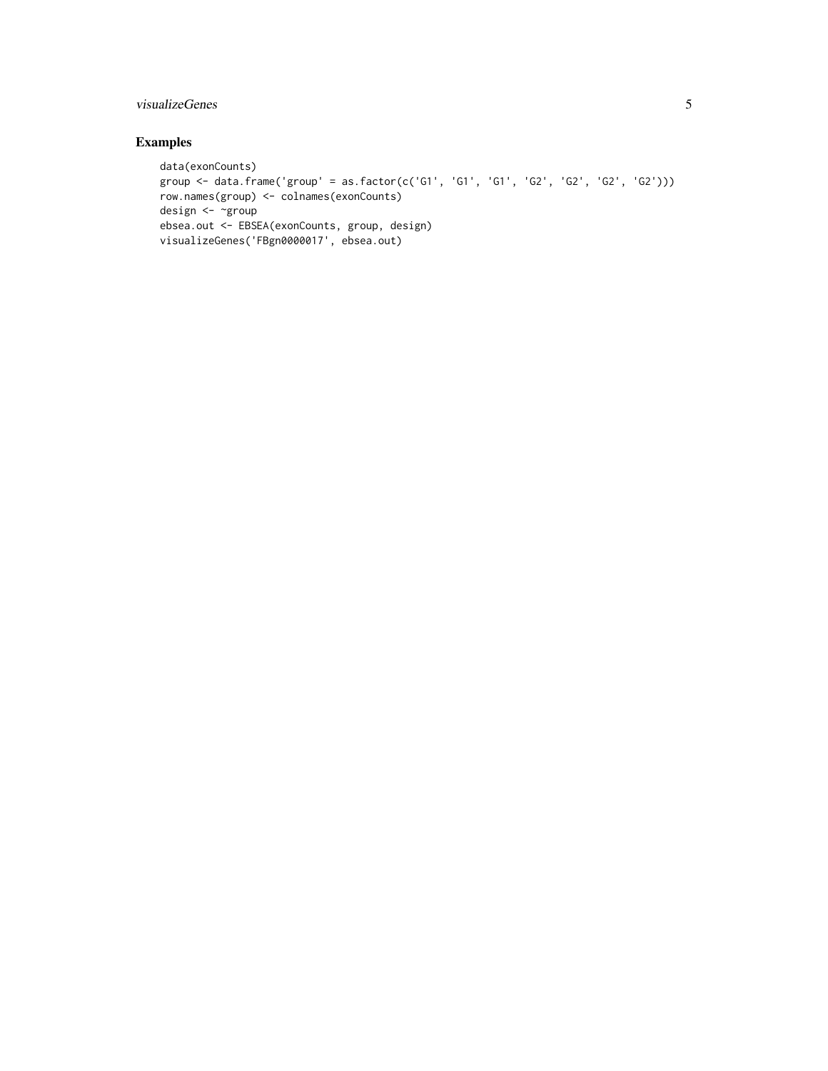## Examples

```
data(exonCounts)
group <- data.frame('group' = as.factor(c('G1', 'G1', 'G1', 'G2', 'G2', 'G2', 'G2')))
row.names(group) <- colnames(exonCounts)
design <- ~group
ebsea.out <- EBSEA(exonCounts, group, design)
visualizeGenes('FBgn0000017', ebsea.out)
```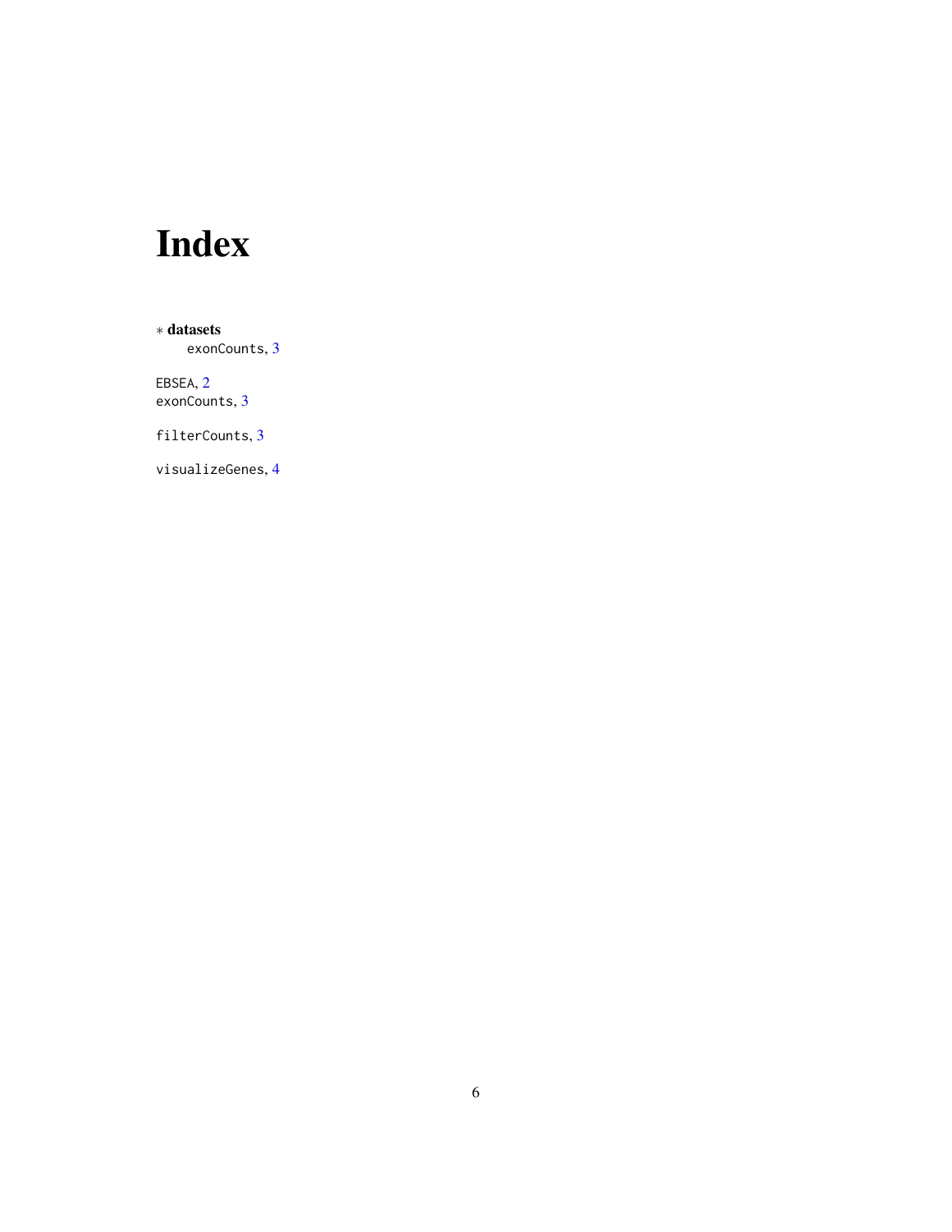# Index

∗ **datasets**
    exonCounts, 3

EBSEA, 2
exonCounts, 3

filterCounts, 3

visualizeGenes, 4